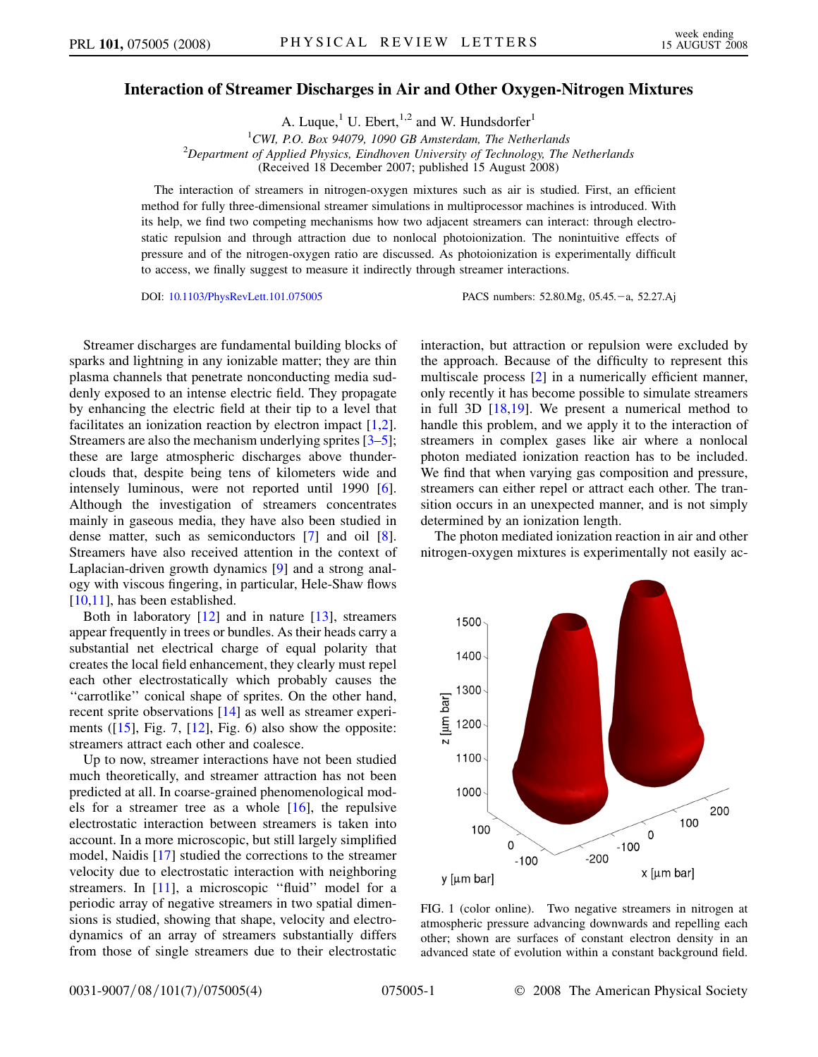# Interaction of Streamer Discharges in Air and Other Oxygen-Nitrogen Mixtures

A. Luque,[1] U. Ebert,[1,2] and W. Hundsdorfer[1]

[1]*CWI, P.O. Box 94079, 1090 GB Amsterdam, The Netherlands*
[2]*Department of Applied Physics, Eindhoven University of Technology, The Netherlands*
(Received 18 December 2007; published 15 August 2008)

The interaction of streamers in nitrogen-oxygen mixtures such as air is studied. First, an efficient method for fully three-dimensional streamer simulations in multiprocessor machines is introduced. With its help, we find two competing mechanisms how two adjacent streamers can interact: through electrostatic repulsion and through attraction due to nonlocal photoionization. The nonintuitive effects of pressure and of the nitrogen-oxygen ratio are discussed. As photoionization is experimentally difficult to access, we finally suggest to measure it indirectly through streamer interactions.

DOI: 10.1103/PhysRevLett.101.075005     PACS numbers: 52.80.Mg, 05.45.−a, 52.27.Aj

Streamer discharges are fundamental building blocks of sparks and lightning in any ionizable matter; they are thin plasma channels that penetrate nonconducting media suddenly exposed to an intense electric field. They propagate by enhancing the electric field at their tip to a level that facilitates an ionization reaction by electron impact [1,2]. Streamers are also the mechanism underlying sprites [3–5]; these are large atmospheric discharges above thunderclouds that, despite being tens of kilometers wide and intensely luminous, were not reported until 1990 [6]. Although the investigation of streamers concentrates mainly in gaseous media, they have also been studied in dense matter, such as semiconductors [7] and oil [8]. Streamers have also received attention in the context of Laplacian-driven growth dynamics [9] and a strong analogy with viscous fingering, in particular, Hele-Shaw flows [10,11], has been established.

Both in laboratory [12] and in nature [13], streamers appear frequently in trees or bundles. As their heads carry a substantial net electrical charge of equal polarity that creates the local field enhancement, they clearly must repel each other electrostatically which probably causes the ‘‘carrotlike’’ conical shape of sprites. On the other hand, recent sprite observations [14] as well as streamer experiments ([15], Fig. 7, [12], Fig. 6) also show the opposite: streamers attract each other and coalesce.

Up to now, streamer interactions have not been studied much theoretically, and streamer attraction has not been predicted at all. In coarse-grained phenomenological models for a streamer tree as a whole [16], the repulsive electrostatic interaction between streamers is taken into account. In a more microscopic, but still largely simplified model, Naidis [17] studied the corrections to the streamer velocity due to electrostatic interaction with neighboring streamers. In [11], a microscopic ‘‘fluid’’ model for a periodic array of negative streamers in two spatial dimensions is studied, showing that shape, velocity and electrodynamics of an array of streamers substantially differs from those of single streamers due to their electrostatic interaction, but attraction or repulsion were excluded by the approach. Because of the difficulty to represent this multiscale process [2] in a numerically efficient manner, only recently it has become possible to simulate streamers in full 3D [18,19]. We present a numerical method to handle this problem, and we apply it to the interaction of streamers in complex gases like air where a nonlocal photon mediated ionization reaction has to be included. We find that when varying gas composition and pressure, streamers can either repel or attract each other. The transition occurs in an unexpected manner, and is not simply determined by an ionization length.

The photon mediated ionization reaction in air and other nitrogen-oxygen mixtures is experimentally not easily ac-

FIG. 1 (color online). Two negative streamers in nitrogen at atmospheric pressure advancing downwards and repelling each other; shown are surfaces of constant electron density in an advanced state of evolution within a constant background field.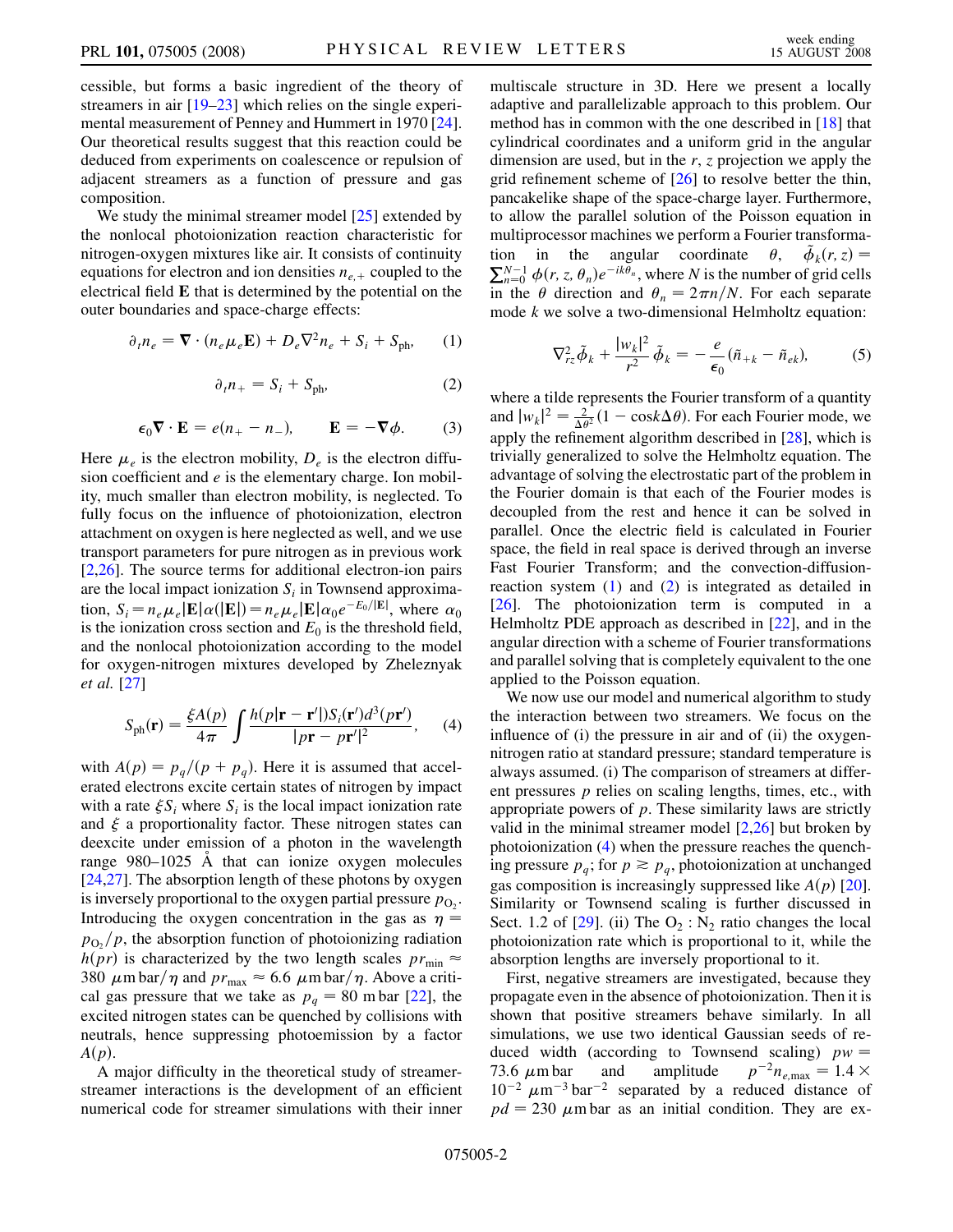cessible, but forms a basic ingredient of the theory of streamers in air [19–23] which relies on the single experimental measurement of Penney and Hummert in 1970 [24]. Our theoretical results suggest that this reaction could be deduced from experiments on coalescence or repulsion of adjacent streamers as a function of pressure and gas composition.

We study the minimal streamer model [25] extended by the nonlocal photoionization reaction characteristic for nitrogen-oxygen mixtures like air. It consists of continuity equations for electron and ion densities $n_{e,+}$ coupled to the electrical field $\mathbf{E}$ that is determined by the potential on the outer boundaries and space-charge effects:

$$\partial_t n_e = \nabla \cdot (n_e \mu_e \mathbf{E}) + D_e \nabla^2 n_e + S_i + S_{\rm ph}, \qquad (1)$$

$$\partial_t n_+ = S_i + S_{\rm ph}, \qquad (2)$$

$$\epsilon_0 \nabla \cdot \mathbf{E} = e(n_+ - n_-), \qquad \mathbf{E} = -\nabla \phi. \qquad (3)$$

Here $\mu_e$ is the electron mobility, $D_e$ is the electron diffusion coefficient and $e$ is the elementary charge. Ion mobility, much smaller than electron mobility, is neglected. To fully focus on the influence of photoionization, electron attachment on oxygen is here neglected as well, and we use transport parameters for pure nitrogen as in previous work [2,26]. The source terms for additional electron-ion pairs are the local impact ionization $S_i$ in Townsend approximation, $S_i = n_e \mu_e |\mathbf{E}| \alpha(|\mathbf{E}|) = n_e \mu_e |\mathbf{E}| \alpha_0 e^{-E_0/|\mathbf{E}|}$, where $\alpha_0$ is the ionization cross section and $E_0$ is the threshold field, and the nonlocal photoionization according to the model for oxygen-nitrogen mixtures developed by Zheleznyak *et al.* [27]

$$S_{\rm ph}(\mathbf{r}) = \frac{\xi A(p)}{4\pi} \int \frac{h(p|\mathbf{r} - \mathbf{r}'|) S_i(\mathbf{r}') d^3(p\mathbf{r}')}{|p\mathbf{r} - p\mathbf{r}'|^2}, \qquad (4)$$

with $A(p) = p_q/(p + p_q)$. Here it is assumed that accelerated electrons excite certain states of nitrogen by impact with a rate $\xi S_i$ where $S_i$ is the local impact ionization rate and $\xi$ a proportionality factor. These nitrogen states can deexcite under emission of a photon in the wavelength range 980–1025 Å that can ionize oxygen molecules [24,27]. The absorption length of these photons by oxygen is inversely proportional to the oxygen partial pressure $p_{\rm O_2}$. Introducing the oxygen concentration in the gas as $\eta = p_{\rm O_2}/p$, the absorption function of photoionizing radiation $h(pr)$ is characterized by the two length scales $pr_{\rm min} \approx 380\ \mu$m bar$/\eta$ and $pr_{\rm max} \approx 6.6\ \mu$m bar$/\eta$. Above a critical gas pressure that we take as $p_q = 80$ m bar [22], the excited nitrogen states can be quenched by collisions with neutrals, hence suppressing photoemission by a factor $A(p)$.

A major difficulty in the theoretical study of streamer-streamer interactions is the development of an efficient numerical code for streamer simulations with their inner multiscale structure in 3D. Here we present a locally adaptive and parallelizable approach to this problem. Our method has in common with the one described in [18] that cylindrical coordinates and a uniform grid in the angular dimension are used, but in the $r$, $z$ projection we apply the grid refinement scheme of [26] to resolve better the thin, pancakelike shape of the space-charge layer. Furthermore, to allow the parallel solution of the Poisson equation in multiprocessor machines we perform a Fourier transformation in the angular coordinate $\theta$, $\tilde{\phi}_k(r, z) = \sum_{n=0}^{N-1} \phi(r, z, \theta_n) e^{-ik\theta_n}$, where $N$ is the number of grid cells in the $\theta$ direction and $\theta_n = 2\pi n/N$. For each separate mode $k$ we solve a two-dimensional Helmholtz equation:

$$\nabla_{rz}^2 \tilde{\phi}_k + \frac{|w_k|^2}{r^2} \tilde{\phi}_k = -\frac{e}{\epsilon_0}(\tilde{n}_{+k} - \tilde{n}_{ek}), \qquad (5)$$

where a tilde represents the Fourier transform of a quantity and $|w_k|^2 = \frac{2}{\Delta\theta^2}(1 - \cos k\Delta\theta)$. For each Fourier mode, we apply the refinement algorithm described in [28], which is trivially generalized to solve the Helmholtz equation. The advantage of solving the electrostatic part of the problem in the Fourier domain is that each of the Fourier modes is decoupled from the rest and hence it can be solved in parallel. Once the electric field is calculated in Fourier space, the field in real space is derived through an inverse Fast Fourier Transform; and the convection-diffusion-reaction system (1) and (2) is integrated as detailed in [26]. The photoionization term is computed in a Helmholtz PDE approach as described in [22], and in the angular direction with a scheme of Fourier transformations and parallel solving that is completely equivalent to the one applied to the Poisson equation.

We now use our model and numerical algorithm to study the interaction between two streamers. We focus on the influence of (i) the pressure in air and of (ii) the oxygen-nitrogen ratio at standard pressure; standard temperature is always assumed. (i) The comparison of streamers at different pressures $p$ relies on scaling lengths, times, etc., with appropriate powers of $p$. These similarity laws are strictly valid in the minimal streamer model [2,26] but broken by photoionization (4) when the pressure reaches the quenching pressure $p_q$; for $p \gtrsim p_q$, photoionization at unchanged gas composition is increasingly suppressed like $A(p)$ [20]. Similarity or Townsend scaling is further discussed in Sect. 1.2 of [29]. (ii) The $\rm O_2 : N_2$ ratio changes the local photoionization rate which is proportional to it, while the absorption lengths are inversely proportional to it.

First, negative streamers are investigated, because they propagate even in the absence of photoionization. Then it is shown that positive streamers behave similarly. In all simulations, we use two identical Gaussian seeds of reduced width (according to Townsend scaling) $pw = 73.6\ \mu$m bar and amplitude $p^{-2} n_{e,\rm max} = 1.4 \times 10^{-2}\ \mu$m$^{-3}$ bar$^{-2}$ separated by a reduced distance of $pd = 230\ \mu$m bar as an initial condition. They are ex-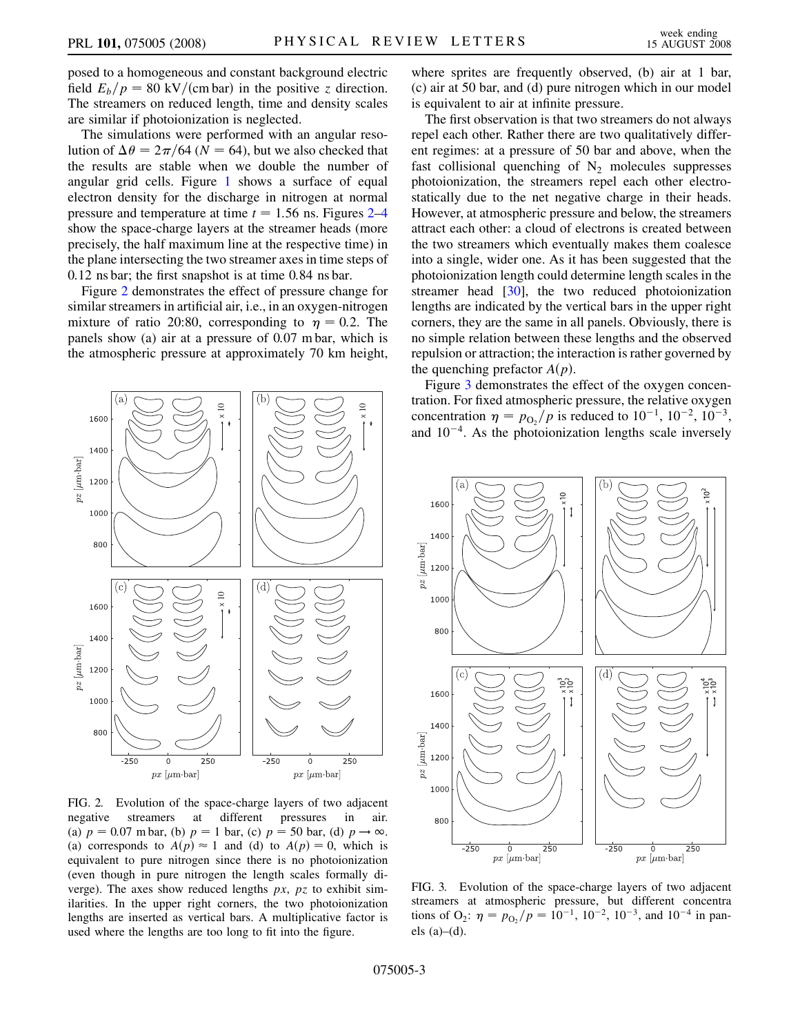posed to a homogeneous and constant background electric field $E_b/p = 80$ kV/(cm bar) in the positive $z$ direction. The streamers on reduced length, time and density scales are similar if photoionization is neglected.

The simulations were performed with an angular resolution of $\Delta\theta = 2\pi/64$ ($N = 64$), but we also checked that the results are stable when we double the number of angular grid cells. Figure 1 shows a surface of equal electron density for the discharge in nitrogen at normal pressure and temperature at time $t = 1.56$ ns. Figures 2–4 show the space-charge layers at the streamer heads (more precisely, the half maximum line at the respective time) in the plane intersecting the two streamer axes in time steps of 0.12 ns bar; the first snapshot is at time 0.84 ns bar.

Figure 2 demonstrates the effect of pressure change for similar streamers in artificial air, i.e., in an oxygen-nitrogen mixture of ratio 20:80, corresponding to $\eta = 0.2$. The panels show (a) air at a pressure of 0.07 m bar, which is the atmospheric pressure at approximately 70 km height, where sprites are frequently observed, (b) air at 1 bar, (c) air at 50 bar, and (d) pure nitrogen which in our model is equivalent to air at infinite pressure.

FIG. 2. Evolution of the space-charge layers of two adjacent negative streamers at different pressures in air. (a) $p = 0.07$ m bar, (b) $p = 1$ bar, (c) $p = 50$ bar, (d) $p \to \infty$. (a) corresponds to $A(p) \approx 1$ and (d) to $A(p) = 0$, which is equivalent to pure nitrogen since there is no photoionization (even though in pure nitrogen the length scales formally diverge). The axes show reduced lengths $px$, $pz$ to exhibit similarities. In the upper right corners, the two photoionization lengths are inserted as vertical bars. A multiplicative factor is used where the lengths are too long to fit into the figure.

The first observation is that two streamers do not always repel each other. Rather there are two qualitatively different regimes: at a pressure of 50 bar and above, when the fast collisional quenching of $N_2$ molecules suppresses photoionization, the streamers repel each other electrostatically due to the net negative charge in their heads. However, at atmospheric pressure and below, the streamers attract each other: a cloud of electrons is created between the two streamers which eventually makes them coalesce into a single, wider one. As it has been suggested that the photoionization length could determine length scales in the streamer head [30], the two reduced photoionization lengths are indicated by the vertical bars in the upper right corners, they are the same in all panels. Obviously, there is no simple relation between these lengths and the observed repulsion or attraction; the interaction is rather governed by the quenching prefactor $A(p)$.

Figure 3 demonstrates the effect of the oxygen concentration. For fixed atmospheric pressure, the relative oxygen concentration $\eta = p_{O_2}/p$ is reduced to $10^{-1}$, $10^{-2}$, $10^{-3}$, and $10^{-4}$. As the photoionization lengths scale inversely

FIG. 3. Evolution of the space-charge layers of two adjacent streamers at atmospheric pressure, but different concentrations of $O_2$: $\eta = p_{O_2}/p = 10^{-1}$, $10^{-2}$, $10^{-3}$, and $10^{-4}$ in panels (a)–(d).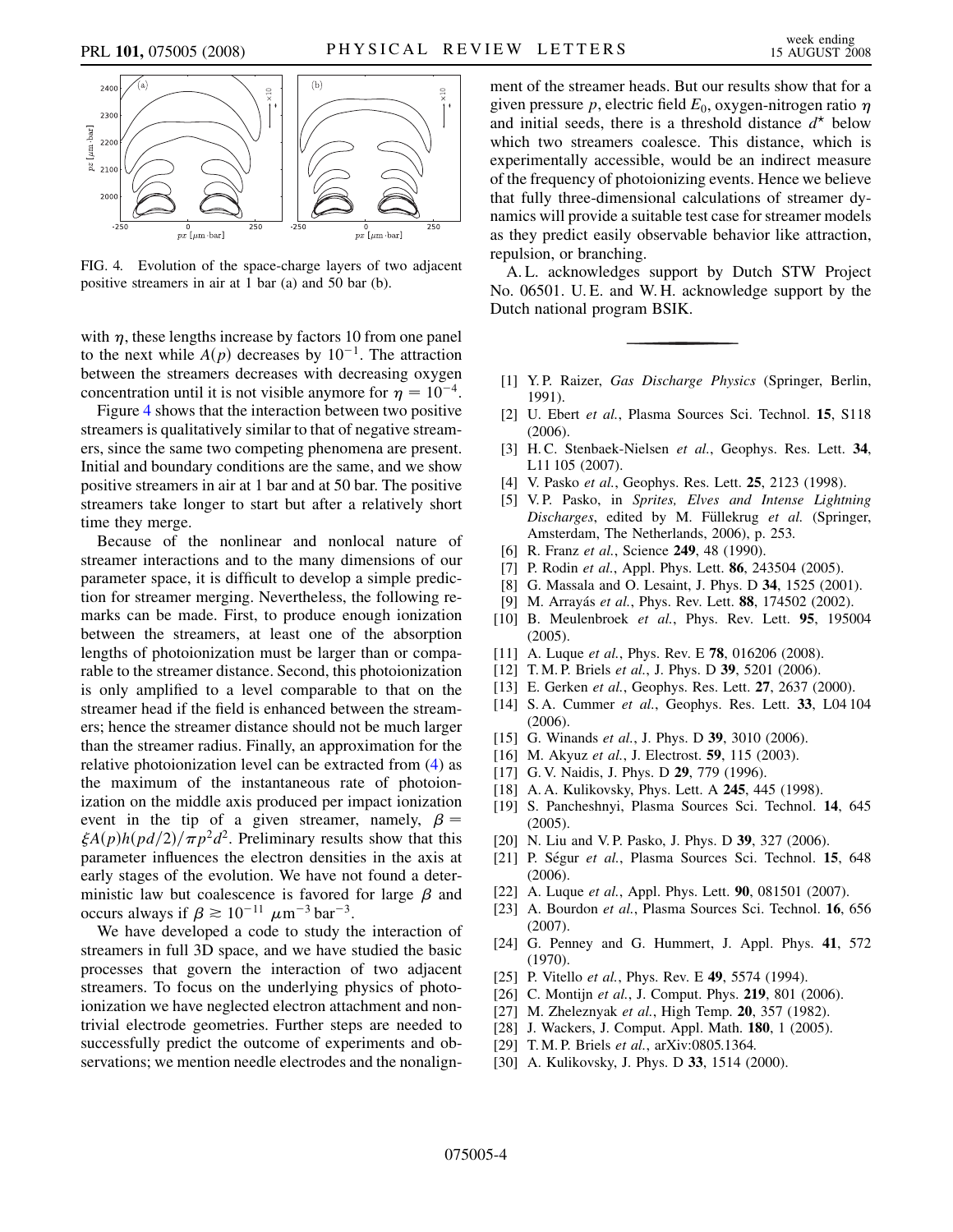(a)

(b)

2400

2300

2200

2100

2000

$pz$ [$\mu$m·bar]

-250 0 250

$px$ [$\mu$m·bar]

-250 0 250

$px$ [$\mu$m·bar]

×10

×10

FIG. 4. Evolution of the space-charge layers of two adjacent positive streamers in air at 1 bar (a) and 50 bar (b).

with $\eta$, these lengths increase by factors 10 from one panel to the next while $A(p)$ decreases by $10^{-1}$. The attraction between the streamers decreases with decreasing oxygen concentration until it is not visible anymore for $\eta = 10^{-4}$.

Figure 4 shows that the interaction between two positive streamers is qualitatively similar to that of negative streamers, since the same two competing phenomena are present. Initial and boundary conditions are the same, and we show positive streamers in air at 1 bar and at 50 bar. The positive streamers take longer to start but after a relatively short time they merge.

Because of the nonlinear and nonlocal nature of streamer interactions and to the many dimensions of our parameter space, it is difficult to develop a simple prediction for streamer merging. Nevertheless, the following remarks can be made. First, to produce enough ionization between the streamers, at least one of the absorption lengths of photoionization must be larger than or comparable to the streamer distance. Second, this photoionization is only amplified to a level comparable to that on the streamer head if the field is enhanced between the streamers; hence the streamer distance should not be much larger than the streamer radius. Finally, an approximation for the relative photoionization level can be extracted from (4) as the maximum of the instantaneous rate of photoionization on the middle axis produced per impact ionization event in the tip of a given streamer, namely, $\beta = \xi A(p)h(pd/2)/\pi p^2 d^2$. Preliminary results show that this parameter influences the electron densities in the axis at early stages of the evolution. We have not found a deterministic law but coalescence is favored for large $\beta$ and occurs always if $\beta \gtrsim 10^{-11}\ \mu\text{m}^{-3}\,\text{bar}^{-3}$.

We have developed a code to study the interaction of streamers in full 3D space, and we have studied the basic processes that govern the interaction of two adjacent streamers. To focus on the underlying physics of photoionization we have neglected electron attachment and nontrivial electrode geometries. Further steps are needed to successfully predict the outcome of experiments and observations; we mention needle electrodes and the nonalignment of the streamer heads. But our results show that for a given pressure $p$, electric field $E_0$, oxygen-nitrogen ratio $\eta$ and initial seeds, there is a threshold distance $d^\star$ below which two streamers coalesce. This distance, which is experimentally accessible, would be an indirect measure of the frequency of photoionizing events. Hence we believe that fully three-dimensional calculations of streamer dynamics will provide a suitable test case for streamer models as they predict easily observable behavior like attraction, repulsion, or branching.

A. L. acknowledges support by Dutch STW Project No. 06501. U. E. and W. H. acknowledge support by the Dutch national program BSIK.

---

[1] Y. P. Raizer, *Gas Discharge Physics* (Springer, Berlin, 1991).
[2] U. Ebert *et al.*, Plasma Sources Sci. Technol. **15**, S118 (2006).
[3] H. C. Stenbaek-Nielsen *et al.*, Geophys. Res. Lett. **34**, L11 105 (2007).
[4] V. Pasko *et al.*, Geophys. Res. Lett. **25**, 2123 (1998).
[5] V. P. Pasko, in *Sprites, Elves and Intense Lightning Discharges*, edited by M. Füllekrug *et al.* (Springer, Amsterdam, The Netherlands, 2006), p. 253.
[6] R. Franz *et al.*, Science **249**, 48 (1990).
[7] P. Rodin *et al.*, Appl. Phys. Lett. **86**, 243504 (2005).
[8] G. Massala and O. Lesaint, J. Phys. D **34**, 1525 (2001).
[9] M. Arrayás *et al.*, Phys. Rev. Lett. **88**, 174502 (2002).
[10] B. Meulenbroek *et al.*, Phys. Rev. Lett. **95**, 195004 (2005).
[11] A. Luque *et al.*, Phys. Rev. E **78**, 016206 (2008).
[12] T. M. P. Briels *et al.*, J. Phys. D **39**, 5201 (2006).
[13] E. Gerken *et al.*, Geophys. Res. Lett. **27**, 2637 (2000).
[14] S. A. Cummer *et al.*, Geophys. Res. Lett. **33**, L04 104 (2006).
[15] G. Winands *et al.*, J. Phys. D **39**, 3010 (2006).
[16] M. Akyuz *et al.*, J. Electrost. **59**, 115 (2003).
[17] G. V. Naidis, J. Phys. D **29**, 779 (1996).
[18] A. A. Kulikovsky, Phys. Lett. A **245**, 445 (1998).
[19] S. Pancheshnyi, Plasma Sources Sci. Technol. **14**, 645 (2005).
[20] N. Liu and V. P. Pasko, J. Phys. D **39**, 327 (2006).
[21] P. Ségur *et al.*, Plasma Sources Sci. Technol. **15**, 648 (2006).
[22] A. Luque *et al.*, Appl. Phys. Lett. **90**, 081501 (2007).
[23] A. Bourdon *et al.*, Plasma Sources Sci. Technol. **16**, 656 (2007).
[24] G. Penney and G. Hummert, J. Appl. Phys. **41**, 572 (1970).
[25] P. Vitello *et al.*, Phys. Rev. E **49**, 5574 (1994).
[26] C. Montijn *et al.*, J. Comput. Phys. **219**, 801 (2006).
[27] M. Zheleznyak *et al.*, High Temp. **20**, 357 (1982).
[28] J. Wackers, J. Comput. Appl. Math. **180**, 1 (2005).
[29] T. M. P. Briels *et al.*, arXiv:0805.1364.
[30] A. Kulikovsky, J. Phys. D **33**, 1514 (2000).